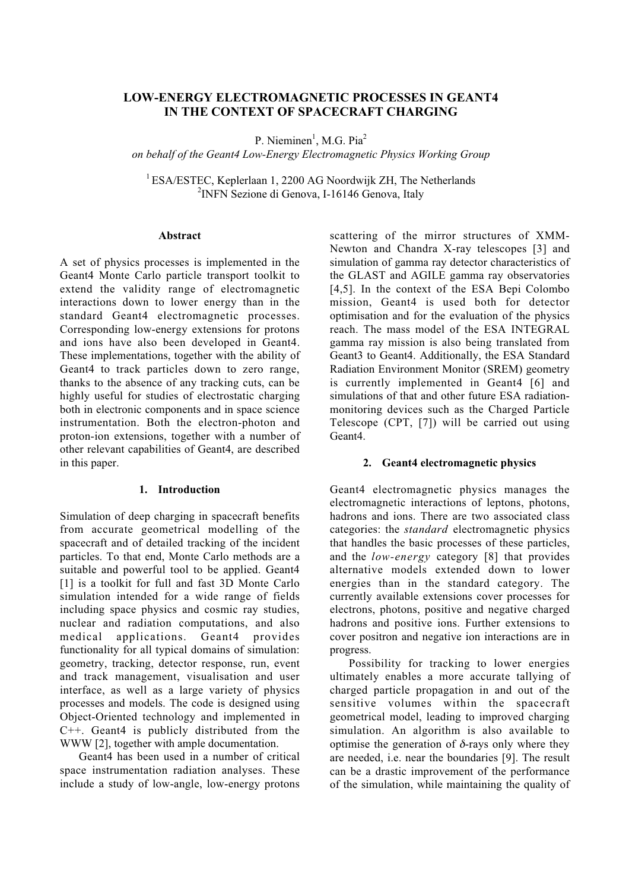# LOW-ENERGY ELECTROMAGNETIC PROCESSES IN GEANT4 IN THE CONTEXT OF SPACECRAFT CHARGING

P. Nieminen[1], M.G. Pia[2]

*on behalf of the Geant4 Low-Energy Electromagnetic Physics Working Group*

[1] ESA/ESTEC, Keplerlaan 1, 2200 AG Noordwijk ZH, The Netherlands
[2] INFN Sezione di Genova, I-16146 Genova, Italy

### Abstract

A set of physics processes is implemented in the Geant4 Monte Carlo particle transport toolkit to extend the validity range of electromagnetic interactions down to lower energy than in the standard Geant4 electromagnetic processes. Corresponding low-energy extensions for protons and ions have also been developed in Geant4. These implementations, together with the ability of Geant4 to track particles down to zero range, thanks to the absence of any tracking cuts, can be highly useful for studies of electrostatic charging both in electronic components and in space science instrumentation. Both the electron-photon and proton-ion extensions, together with a number of other relevant capabilities of Geant4, are described in this paper.

## 1. Introduction

Simulation of deep charging in spacecraft benefits from accurate geometrical modelling of the spacecraft and of detailed tracking of the incident particles. To that end, Monte Carlo methods are a suitable and powerful tool to be applied. Geant4 [1] is a toolkit for full and fast 3D Monte Carlo simulation intended for a wide range of fields including space physics and cosmic ray studies, nuclear and radiation computations, and also medical applications. Geant4 provides functionality for all typical domains of simulation: geometry, tracking, detector response, run, event and track management, visualisation and user interface, as well as a large variety of physics processes and models. The code is designed using Object-Oriented technology and implemented in C++. Geant4 is publicly distributed from the WWW [2], together with ample documentation.

Geant4 has been used in a number of critical space instrumentation radiation analyses. These include a study of low-angle, low-energy protons scattering of the mirror structures of XMM-Newton and Chandra X-ray telescopes [3] and simulation of gamma ray detector characteristics of the GLAST and AGILE gamma ray observatories [4,5]. In the context of the ESA Bepi Colombo mission, Geant4 is used both for detector optimisation and for the evaluation of the physics reach. The mass model of the ESA INTEGRAL gamma ray mission is also being translated from Geant3 to Geant4. Additionally, the ESA Standard Radiation Environment Monitor (SREM) geometry is currently implemented in Geant4 [6] and simulations of that and other future ESA radiation-monitoring devices such as the Charged Particle Telescope (CPT, [7]) will be carried out using Geant4.

## 2. Geant4 electromagnetic physics

Geant4 electromagnetic physics manages the electromagnetic interactions of leptons, photons, hadrons and ions. There are two associated class categories: the *standard* electromagnetic physics that handles the basic processes of these particles, and the *low-energy* category [8] that provides alternative models extended down to lower energies than in the standard category. The currently available extensions cover processes for electrons, photons, positive and negative charged hadrons and positive ions. Further extensions to cover positron and negative ion interactions are in progress.

Possibility for tracking to lower energies ultimately enables a more accurate tallying of charged particle propagation in and out of the sensitive volumes within the spacecraft geometrical model, leading to improved charging simulation. An algorithm is also available to optimise the generation of δ-rays only where they are needed, i.e. near the boundaries [9]. The result can be a drastic improvement of the performance of the simulation, while maintaining the quality of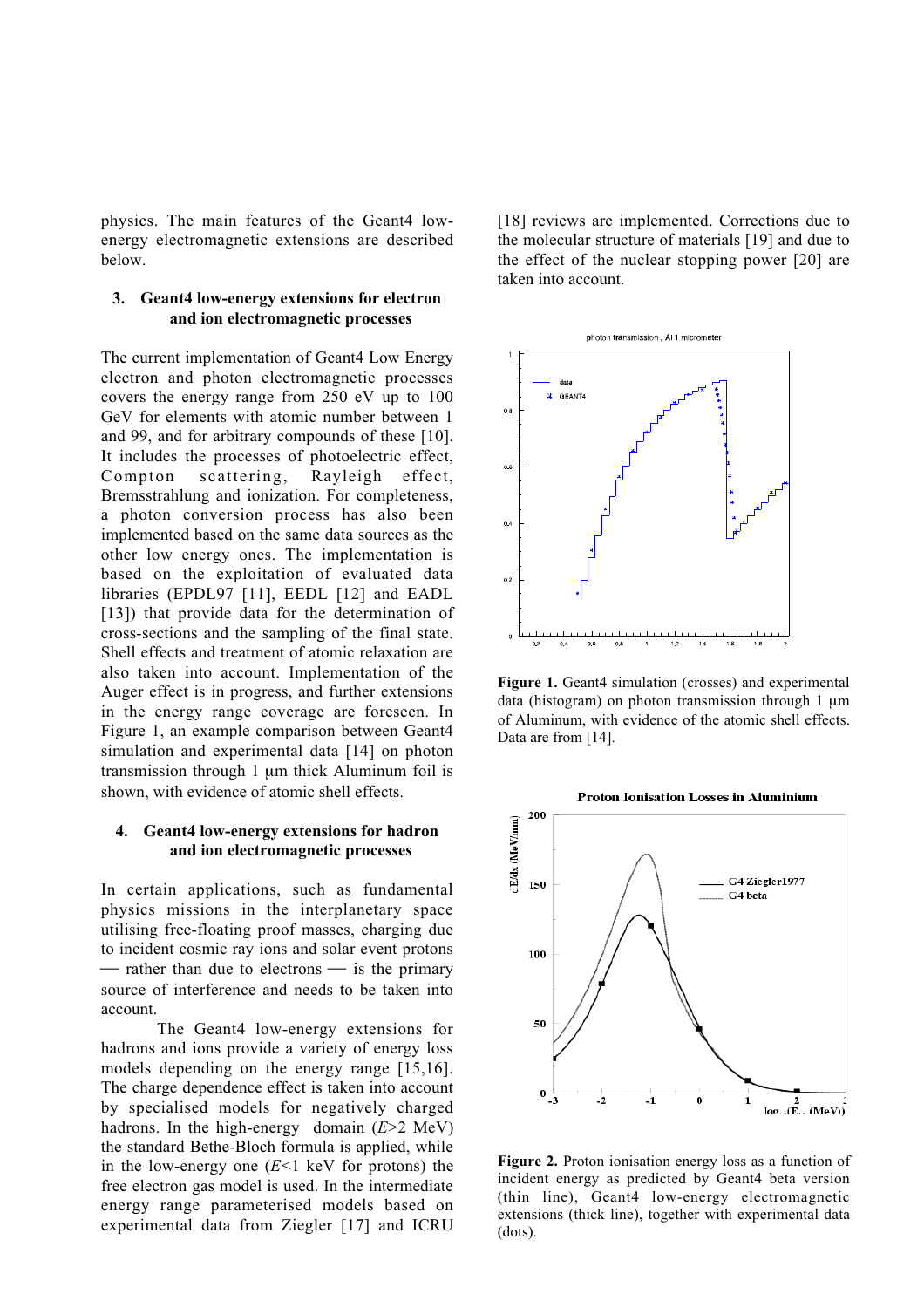physics. The main features of the Geant4 low-energy electromagnetic extensions are described below.

## 3. Geant4 low-energy extensions for electron and ion electromagnetic processes

The current implementation of Geant4 Low Energy electron and photon electromagnetic processes covers the energy range from 250 eV up to 100 GeV for elements with atomic number between 1 and 99, and for arbitrary compounds of these [10]. It includes the processes of photoelectric effect, Compton scattering, Rayleigh effect, Bremsstrahlung and ionization. For completeness, a photon conversion process has also been implemented based on the same data sources as the other low energy ones. The implementation is based on the exploitation of evaluated data libraries (EPDL97 [11], EEDL [12] and EADL [13]) that provide data for the determination of cross-sections and the sampling of the final state. Shell effects and treatment of atomic relaxation are also taken into account. Implementation of the Auger effect is in progress, and further extensions in the energy range coverage are foreseen. In Figure 1, an example comparison between Geant4 simulation and experimental data [14] on photon transmission through 1 μm thick Aluminum foil is shown, with evidence of atomic shell effects.

## 4. Geant4 low-energy extensions for hadron and ion electromagnetic processes

In certain applications, such as fundamental physics missions in the interplanetary space utilising free-floating proof masses, charging due to incident cosmic ray ions and solar event protons — rather than due to electrons — is the primary source of interference and needs to be taken into account.

The Geant4 low-energy extensions for hadrons and ions provide a variety of energy loss models depending on the energy range [15,16]. The charge dependence effect is taken into account by specialised models for negatively charged hadrons. In the high-energy domain ($E$>2 MeV) the standard Bethe-Bloch formula is applied, while in the low-energy one ($E$<1 keV for protons) the free electron gas model is used. In the intermediate energy range parameterised models based on experimental data from Ziegler [17] and ICRU [18] reviews are implemented. Corrections due to the molecular structure of materials [19] and due to the effect of the nuclear stopping power [20] are taken into account.

**Figure 1.** Geant4 simulation (crosses) and experimental data (histogram) on photon transmission through 1 μm of Aluminum, with evidence of the atomic shell effects. Data are from [14].

**Figure 2.** Proton ionisation energy loss as a function of incident energy as predicted by Geant4 beta version (thin line), Geant4 low-energy electromagnetic extensions (thick line), together with experimental data (dots).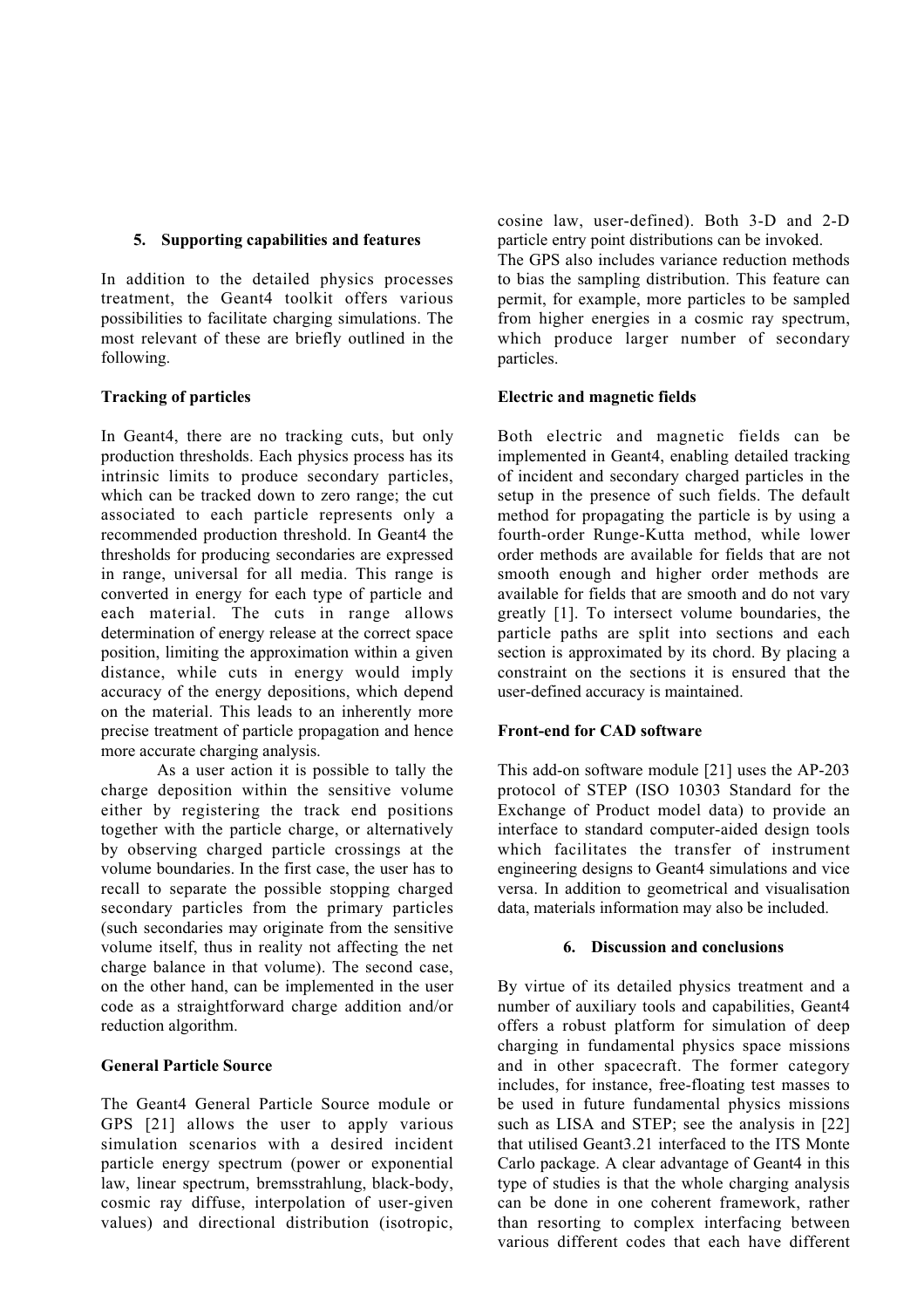## 5. Supporting capabilities and features

In addition to the detailed physics processes treatment, the Geant4 toolkit offers various possibilities to facilitate charging simulations. The most relevant of these are briefly outlined in the following.

**Tracking of particles**

In Geant4, there are no tracking cuts, but only production thresholds. Each physics process has its intrinsic limits to produce secondary particles, which can be tracked down to zero range; the cut associated to each particle represents only a recommended production threshold. In Geant4 the thresholds for producing secondaries are expressed in range, universal for all media. This range is converted in energy for each type of particle and each material. The cuts in range allows determination of energy release at the correct space position, limiting the approximation within a given distance, while cuts in energy would imply accuracy of the energy depositions, which depend on the material. This leads to an inherently more precise treatment of particle propagation and hence more accurate charging analysis.

As a user action it is possible to tally the charge deposition within the sensitive volume either by registering the track end positions together with the particle charge, or alternatively by observing charged particle crossings at the volume boundaries. In the first case, the user has to recall to separate the possible stopping charged secondary particles from the primary particles (such secondaries may originate from the sensitive volume itself, thus in reality not affecting the net charge balance in that volume). The second case, on the other hand, can be implemented in the user code as a straightforward charge addition and/or reduction algorithm.

**General Particle Source**

The Geant4 General Particle Source module or GPS [21] allows the user to apply various simulation scenarios with a desired incident particle energy spectrum (power or exponential law, linear spectrum, bremsstrahlung, black-body, cosmic ray diffuse, interpolation of user-given values) and directional distribution (isotropic, cosine law, user-defined). Both 3-D and 2-D particle entry point distributions can be invoked.

The GPS also includes variance reduction methods to bias the sampling distribution. This feature can permit, for example, more particles to be sampled from higher energies in a cosmic ray spectrum, which produce larger number of secondary particles.

**Electric and magnetic fields**

Both electric and magnetic fields can be implemented in Geant4, enabling detailed tracking of incident and secondary charged particles in the setup in the presence of such fields. The default method for propagating the particle is by using a fourth-order Runge-Kutta method, while lower order methods are available for fields that are not smooth enough and higher order methods are available for fields that are smooth and do not vary greatly [1]. To intersect volume boundaries, the particle paths are split into sections and each section is approximated by its chord. By placing a constraint on the sections it is ensured that the user-defined accuracy is maintained.

**Front-end for CAD software**

This add-on software module [21] uses the AP-203 protocol of STEP (ISO 10303 Standard for the Exchange of Product model data) to provide an interface to standard computer-aided design tools which facilitates the transfer of instrument engineering designs to Geant4 simulations and vice versa. In addition to geometrical and visualisation data, materials information may also be included.

## 6. Discussion and conclusions

By virtue of its detailed physics treatment and a number of auxiliary tools and capabilities, Geant4 offers a robust platform for simulation of deep charging in fundamental physics space missions and in other spacecraft. The former category includes, for instance, free-floating test masses to be used in future fundamental physics missions such as LISA and STEP; see the analysis in [22] that utilised Geant3.21 interfaced to the ITS Monte Carlo package. A clear advantage of Geant4 in this type of studies is that the whole charging analysis can be done in one coherent framework, rather than resorting to complex interfacing between various different codes that each have different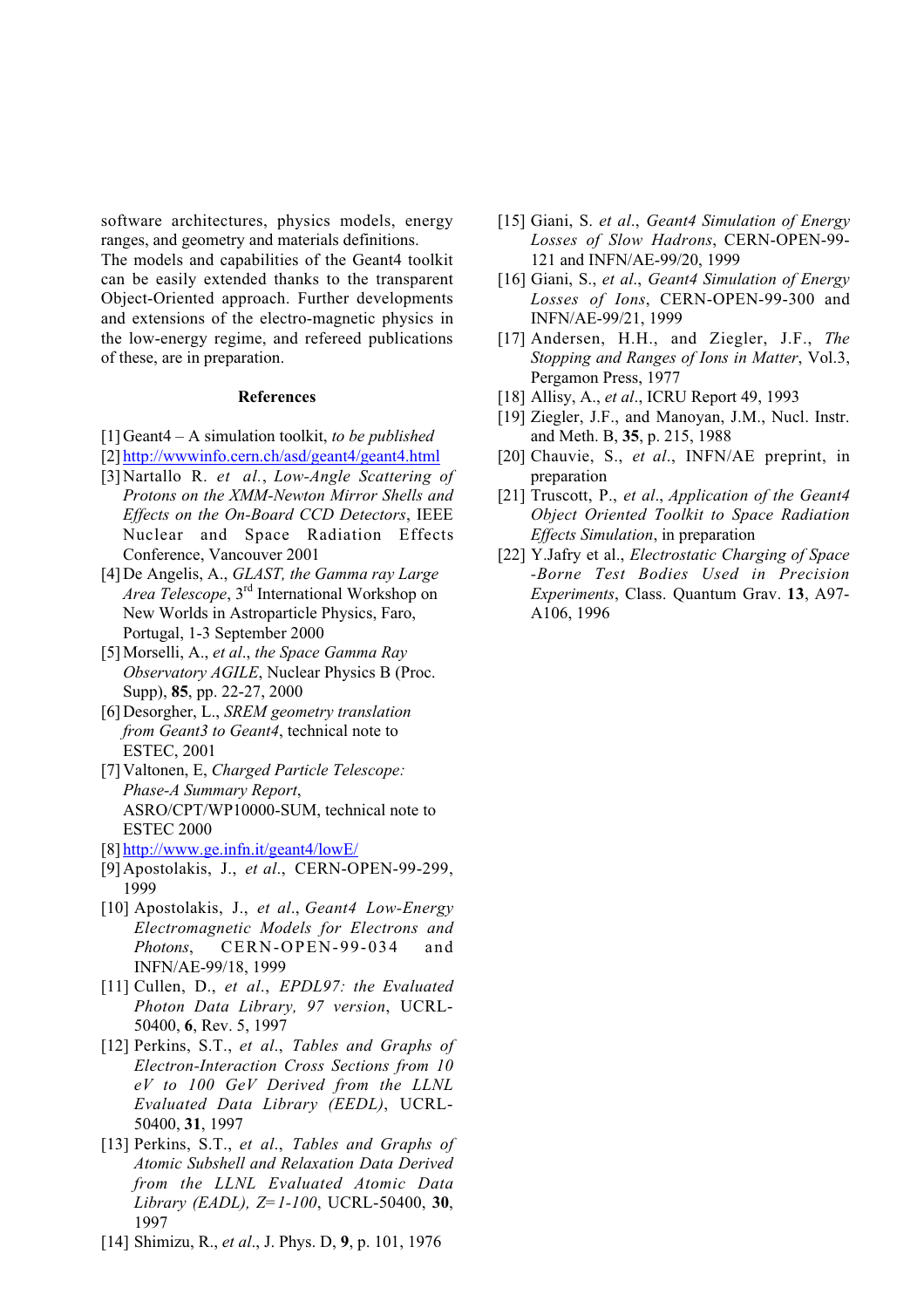software architectures, physics models, energy ranges, and geometry and materials definitions.

The models and capabilities of the Geant4 toolkit can be easily extended thanks to the transparent Object-Oriented approach. Further developments and extensions of the electro-magnetic physics in the low-energy regime, and refereed publications of these, are in preparation.

## References

[1] Geant4 – A simulation toolkit, *to be published*

[2] http://wwwinfo.cern.ch/asd/geant4/geant4.html

[3] Nartallo R. *et al.*, *Low-Angle Scattering of Protons on the XMM-Newton Mirror Shells and Effects on the On-Board CCD Detectors*, IEEE Nuclear and Space Radiation Effects Conference, Vancouver 2001

[4] De Angelis, A., *GLAST, the Gamma ray Large Area Telescope*, 3rd International Workshop on New Worlds in Astroparticle Physics, Faro, Portugal, 1-3 September 2000

[5] Morselli, A., *et al.*, *the Space Gamma Ray Observatory AGILE*, Nuclear Physics B (Proc. Supp), **85**, pp. 22-27, 2000

[6] Desorgher, L., *SREM geometry translation from Geant3 to Geant4*, technical note to ESTEC, 2001

[7] Valtonen, E, *Charged Particle Telescope: Phase-A Summary Report*, ASRO/CPT/WP10000-SUM, technical note to ESTEC 2000

[8] http://www.ge.infn.it/geant4/lowE/

[9] Apostolakis, J., *et al.*, CERN-OPEN-99-299, 1999

[10] Apostolakis, J., *et al.*, *Geant4 Low-Energy Electromagnetic Models for Electrons and Photons*, CERN-OPEN-99-034 and INFN/AE-99/18, 1999

[11] Cullen, D., *et al.*, *EPDL97: the Evaluated Photon Data Library, 97 version*, UCRL-50400, **6**, Rev. 5, 1997

[12] Perkins, S.T., *et al.*, *Tables and Graphs of Electron-Interaction Cross Sections from 10 eV to 100 GeV Derived from the LLNL Evaluated Data Library (EEDL)*, UCRL-50400, **31**, 1997

[13] Perkins, S.T., *et al.*, *Tables and Graphs of Atomic Subshell and Relaxation Data Derived from the LLNL Evaluated Atomic Data Library (EADL), Z=1-100*, UCRL-50400, **30**, 1997

[14] Shimizu, R., *et al.*, J. Phys. D, **9**, p. 101, 1976

[15] Giani, S. *et al.*, *Geant4 Simulation of Energy Losses of Slow Hadrons*, CERN-OPEN-99-121 and INFN/AE-99/20, 1999

[16] Giani, S., *et al.*, *Geant4 Simulation of Energy Losses of Ions*, CERN-OPEN-99-300 and INFN/AE-99/21, 1999

[17] Andersen, H.H., and Ziegler, J.F., *The Stopping and Ranges of Ions in Matter*, Vol.3, Pergamon Press, 1977

[18] Allisy, A., *et al.*, ICRU Report 49, 1993

[19] Ziegler, J.F., and Manoyan, J.M., Nucl. Instr. and Meth. B, **35**, p. 215, 1988

[20] Chauvie, S., *et al.*, INFN/AE preprint, in preparation

[21] Truscott, P., *et al.*, *Application of the Geant4 Object Oriented Toolkit to Space Radiation Effects Simulation*, in preparation

[22] Y.Jafry et al., *Electrostatic Charging of Space -Borne Test Bodies Used in Precision Experiments*, Class. Quantum Grav. **13**, A97-A106, 1996